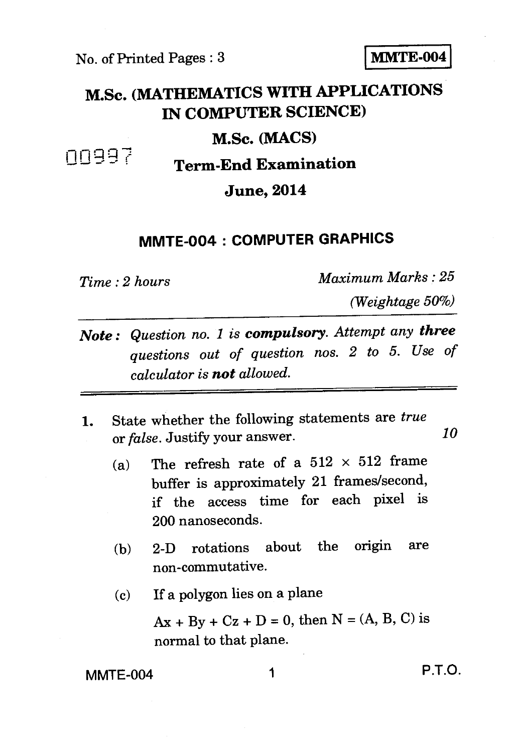No. of Printed Pages : 3

**MMTE-004**

# M.Sc. (MATHEMATICS WITH APPLICATIONS IN COMPUTER SCIENCE)

## M.Sc. (MACS)

00997

## Term-End Examination

## June, 2014

## MMTE-004 : COMPUTER GRAPHICS

*Time : 2 hours* *Maximum Marks : 25*

*(Weightage 50%)*

***Note :*** *Question no. 1 is* ***compulsory****. Attempt any* ***three*** *questions out of question nos. 2 to 5. Use of calculator is* ***not*** *allowed.*

1. State whether the following statements are *true* or *false*. Justify your answer. *10*

   (a) The refresh rate of a $512 \times 512$ frame buffer is approximately 21 frames/second, if the access time for each pixel is 200 nanoseconds.

   (b) 2-D rotations about the origin are non-commutative.

   (c) If a polygon lies on a plane $Ax + By + Cz + D = 0$, then $N = (A, B, C)$ is normal to that plane.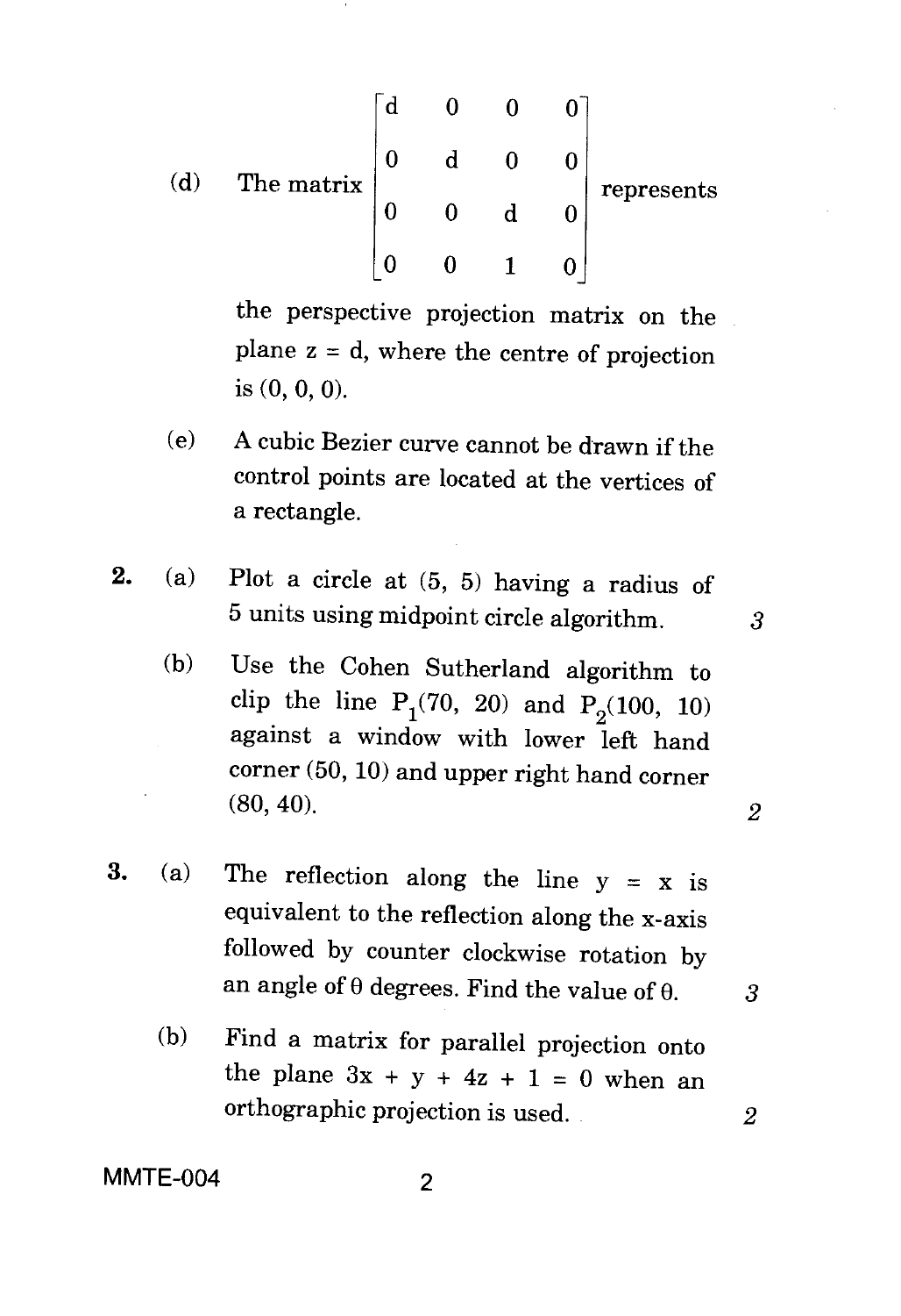(d) The matrix $\begin{bmatrix} d & 0 & 0 & 0 \\ 0 & d & 0 & 0 \\ 0 & 0 & d & 0 \\ 0 & 0 & 1 & 0 \end{bmatrix}$ represents the perspective projection matrix on the plane z = d, where the centre of projection is (0, 0, 0).

(e) A cubic Bezier curve cannot be drawn if the control points are located at the vertices of a rectangle.

**2.** (a) Plot a circle at (5, 5) having a radius of 5 units using midpoint circle algorithm. *3*

(b) Use the Cohen Sutherland algorithm to clip the line $P_1(70, 20)$ and $P_2(100, 10)$ against a window with lower left hand corner (50, 10) and upper right hand corner (80, 40). *2*

**3.** (a) The reflection along the line y = x is equivalent to the reflection along the x-axis followed by counter clockwise rotation by an angle of θ degrees. Find the value of θ. *3*

(b) Find a matrix for parallel projection onto the plane $3x + y + 4z + 1 = 0$ when an orthographic projection is used. *2*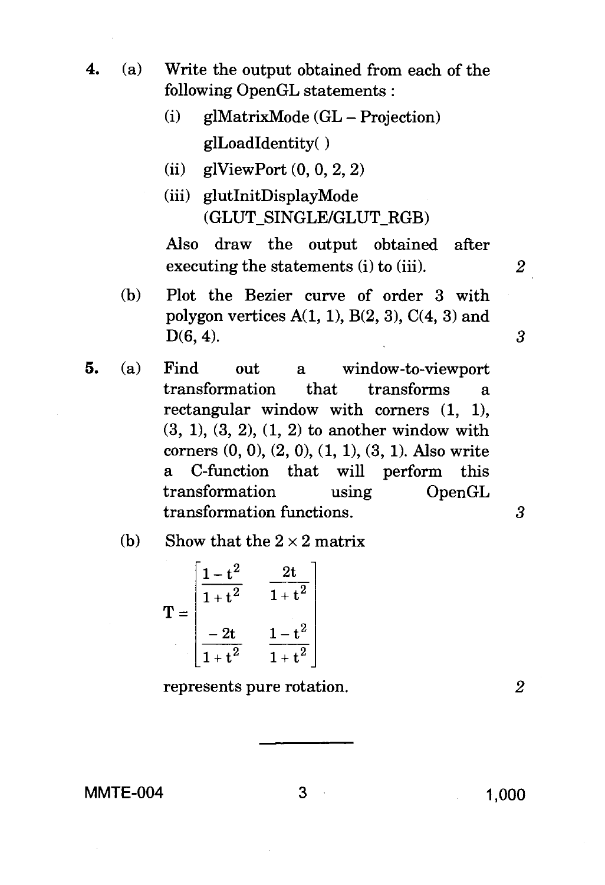4. (a) Write the output obtained from each of the following OpenGL statements :

   (i) glMatrixMode (GL – Projection)
   glLoadIdentity( )

   (ii) glViewPort (0, 0, 2, 2)

   (iii) glutInitDisplayMode (GLUT_SINGLE/GLUT_RGB)

   Also draw the output obtained after executing the statements (i) to (iii). 2

   (b) Plot the Bezier curve of order 3 with polygon vertices A(1, 1), B(2, 3), C(4, 3) and D(6, 4). 3

5. (a) Find out a window-to-viewport transformation that transforms a rectangular window with corners (1, 1), (3, 1), (3, 2), (1, 2) to another window with corners (0, 0), (2, 0), (1, 1), (3, 1). Also write a C-function that will perform this transformation using OpenGL transformation functions. 3

   (b) Show that the $2 \times 2$ matrix

$$T = \begin{bmatrix} \dfrac{1-t^2}{1+t^2} & \dfrac{2t}{1+t^2} \\ \\ \dfrac{-2t}{1+t^2} & \dfrac{1-t^2}{1+t^2} \end{bmatrix}$$

   represents pure rotation. 2